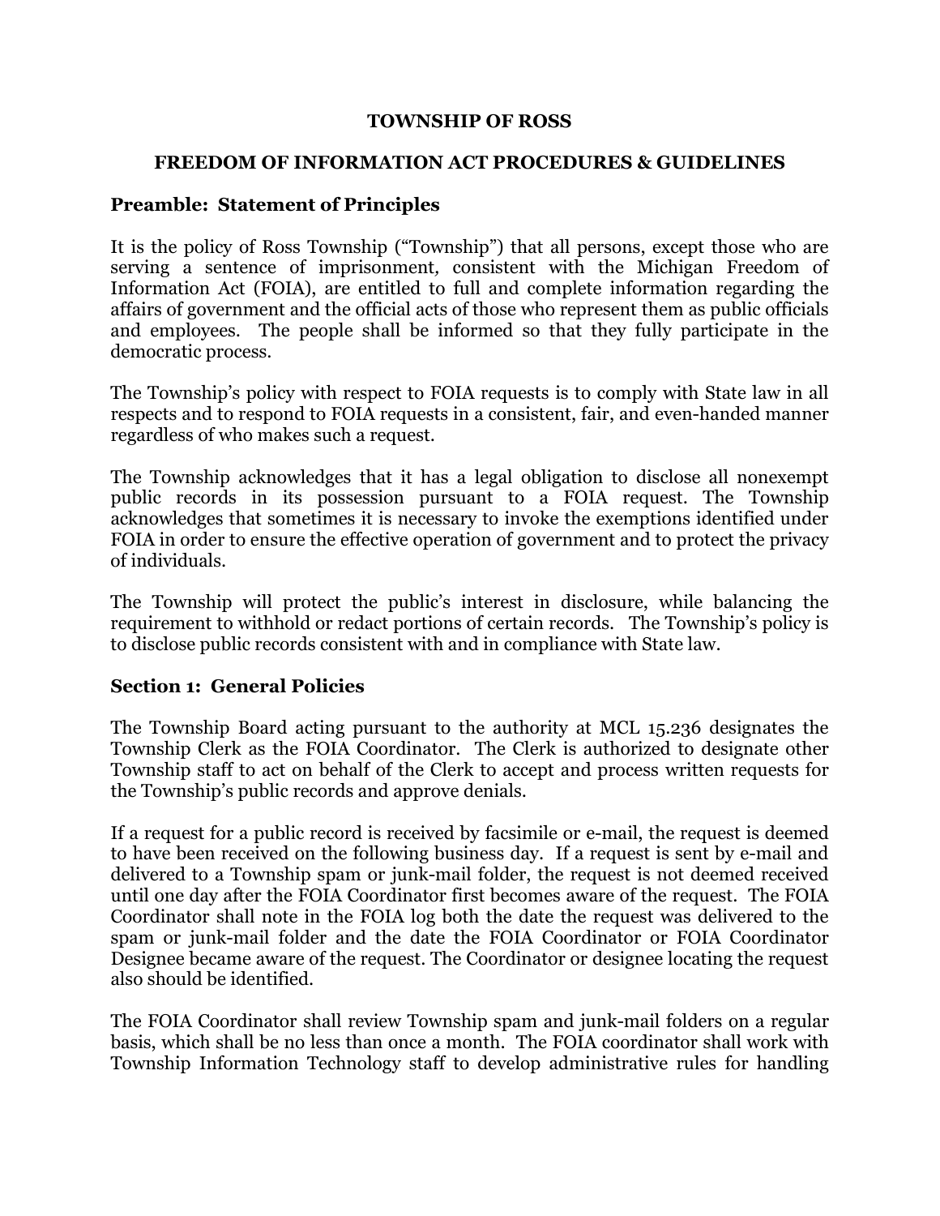# TOWNSHIP OF ROSS

## FREEDOM OF INFORMATION ACT PROCEDURES & GUIDELINES

### Preamble: Statement of Principles

It is the policy of Ross Township ("Township") that all persons, except those who are serving a sentence of imprisonment, consistent with the Michigan Freedom of Information Act (FOIA), are entitled to full and complete information regarding the affairs of government and the official acts of those who represent them as public officials and employees. The people shall be informed so that they fully participate in the democratic process.

The Township's policy with respect to FOIA requests is to comply with State law in all respects and to respond to FOIA requests in a consistent, fair, and even-handed manner regardless of who makes such a request.

The Township acknowledges that it has a legal obligation to disclose all nonexempt public records in its possession pursuant to a FOIA request. The Township acknowledges that sometimes it is necessary to invoke the exemptions identified under FOIA in order to ensure the effective operation of government and to protect the privacy of individuals.

The Township will protect the public's interest in disclosure, while balancing the requirement to withhold or redact portions of certain records. The Township's policy is to disclose public records consistent with and in compliance with State law.

### Section 1: General Policies

The Township Board acting pursuant to the authority at MCL 15.236 designates the Township Clerk as the FOIA Coordinator. The Clerk is authorized to designate other Township staff to act on behalf of the Clerk to accept and process written requests for the Township's public records and approve denials.

If a request for a public record is received by facsimile or e-mail, the request is deemed to have been received on the following business day. If a request is sent by e-mail and delivered to a Township spam or junk-mail folder, the request is not deemed received until one day after the FOIA Coordinator first becomes aware of the request. The FOIA Coordinator shall note in the FOIA log both the date the request was delivered to the spam or junk-mail folder and the date the FOIA Coordinator or FOIA Coordinator Designee became aware of the request. The Coordinator or designee locating the request also should be identified.

The FOIA Coordinator shall review Township spam and junk-mail folders on a regular basis, which shall be no less than once a month. The FOIA coordinator shall work with Township Information Technology staff to develop administrative rules for handling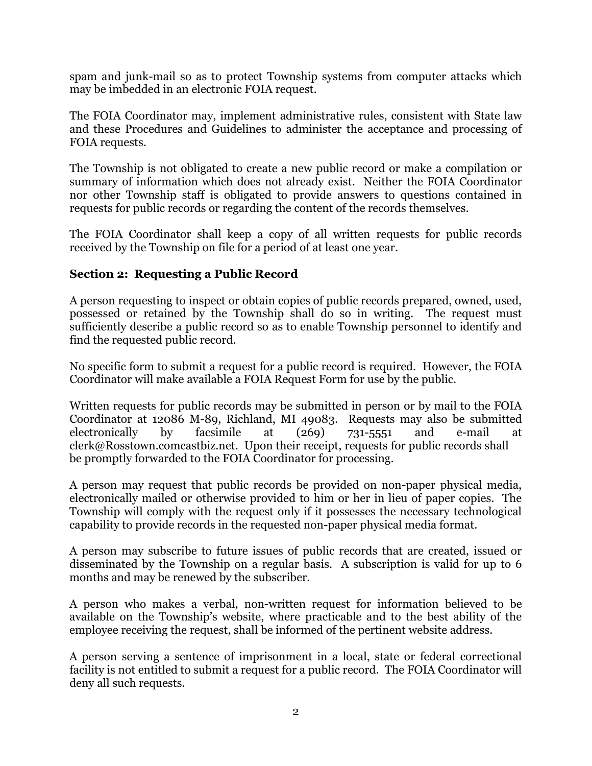spam and junk-mail so as to protect Township systems from computer attacks which may be imbedded in an electronic FOIA request.

The FOIA Coordinator may, implement administrative rules, consistent with State law and these Procedures and Guidelines to administer the acceptance and processing of FOIA requests.

The Township is not obligated to create a new public record or make a compilation or summary of information which does not already exist. Neither the FOIA Coordinator nor other Township staff is obligated to provide answers to questions contained in requests for public records or regarding the content of the records themselves.

The FOIA Coordinator shall keep a copy of all written requests for public records received by the Township on file for a period of at least one year.

### Section 2: Requesting a Public Record

A person requesting to inspect or obtain copies of public records prepared, owned, used, possessed or retained by the Township shall do so in writing. The request must sufficiently describe a public record so as to enable Township personnel to identify and find the requested public record.

No specific form to submit a request for a public record is required. However, the FOIA Coordinator will make available a FOIA Request Form for use by the public.

Written requests for public records may be submitted in person or by mail to the FOIA Coordinator at 12086 M-89, Richland, MI 49083. Requests may also be submitted electronically by facsimile at (269) 731-5551 and e-mail at clerk@Rosstown.comcastbiz.net. Upon their receipt, requests for public records shall be promptly forwarded to the FOIA Coordinator for processing.

A person may request that public records be provided on non-paper physical media, electronically mailed or otherwise provided to him or her in lieu of paper copies. The Township will comply with the request only if it possesses the necessary technological capability to provide records in the requested non-paper physical media format.

A person may subscribe to future issues of public records that are created, issued or disseminated by the Township on a regular basis. A subscription is valid for up to 6 months and may be renewed by the subscriber.

A person who makes a verbal, non-written request for information believed to be available on the Township's website, where practicable and to the best ability of the employee receiving the request, shall be informed of the pertinent website address.

A person serving a sentence of imprisonment in a local, state or federal correctional facility is not entitled to submit a request for a public record. The FOIA Coordinator will deny all such requests.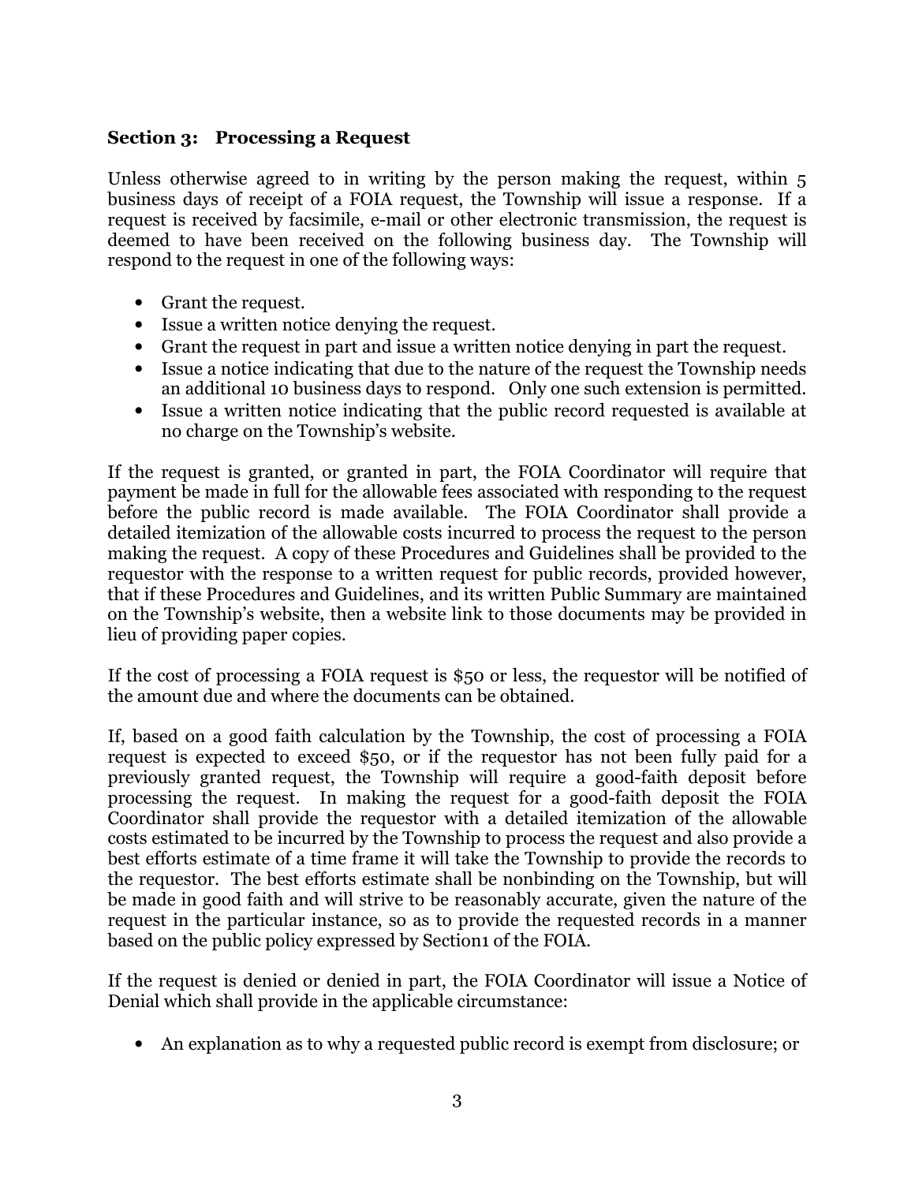### Section 3: Processing a Request

Unless otherwise agreed to in writing by the person making the request, within 5 business days of receipt of a FOIA request, the Township will issue a response. If a request is received by facsimile, e-mail or other electronic transmission, the request is deemed to have been received on the following business day. The Township will respond to the request in one of the following ways:

- Grant the request.
- Issue a written notice denying the request.
- Grant the request in part and issue a written notice denying in part the request.
- Issue a notice indicating that due to the nature of the request the Township needs an additional 10 business days to respond. Only one such extension is permitted.
- Issue a written notice indicating that the public record requested is available at no charge on the Township's website.

If the request is granted, or granted in part, the FOIA Coordinator will require that payment be made in full for the allowable fees associated with responding to the request before the public record is made available. The FOIA Coordinator shall provide a detailed itemization of the allowable costs incurred to process the request to the person making the request. A copy of these Procedures and Guidelines shall be provided to the requestor with the response to a written request for public records, provided however, that if these Procedures and Guidelines, and its written Public Summary are maintained on the Township's website, then a website link to those documents may be provided in lieu of providing paper copies.

If the cost of processing a FOIA request is $50 or less, the requestor will be notified of the amount due and where the documents can be obtained.

If, based on a good faith calculation by the Township, the cost of processing a FOIA request is expected to exceed $50, or if the requestor has not been fully paid for a previously granted request, the Township will require a good-faith deposit before processing the request. In making the request for a good-faith deposit the FOIA Coordinator shall provide the requestor with a detailed itemization of the allowable costs estimated to be incurred by the Township to process the request and also provide a best efforts estimate of a time frame it will take the Township to provide the records to the requestor. The best efforts estimate shall be nonbinding on the Township, but will be made in good faith and will strive to be reasonably accurate, given the nature of the request in the particular instance, so as to provide the requested records in a manner based on the public policy expressed by Section1 of the FOIA.

If the request is denied or denied in part, the FOIA Coordinator will issue a Notice of Denial which shall provide in the applicable circumstance:

- An explanation as to why a requested public record is exempt from disclosure; or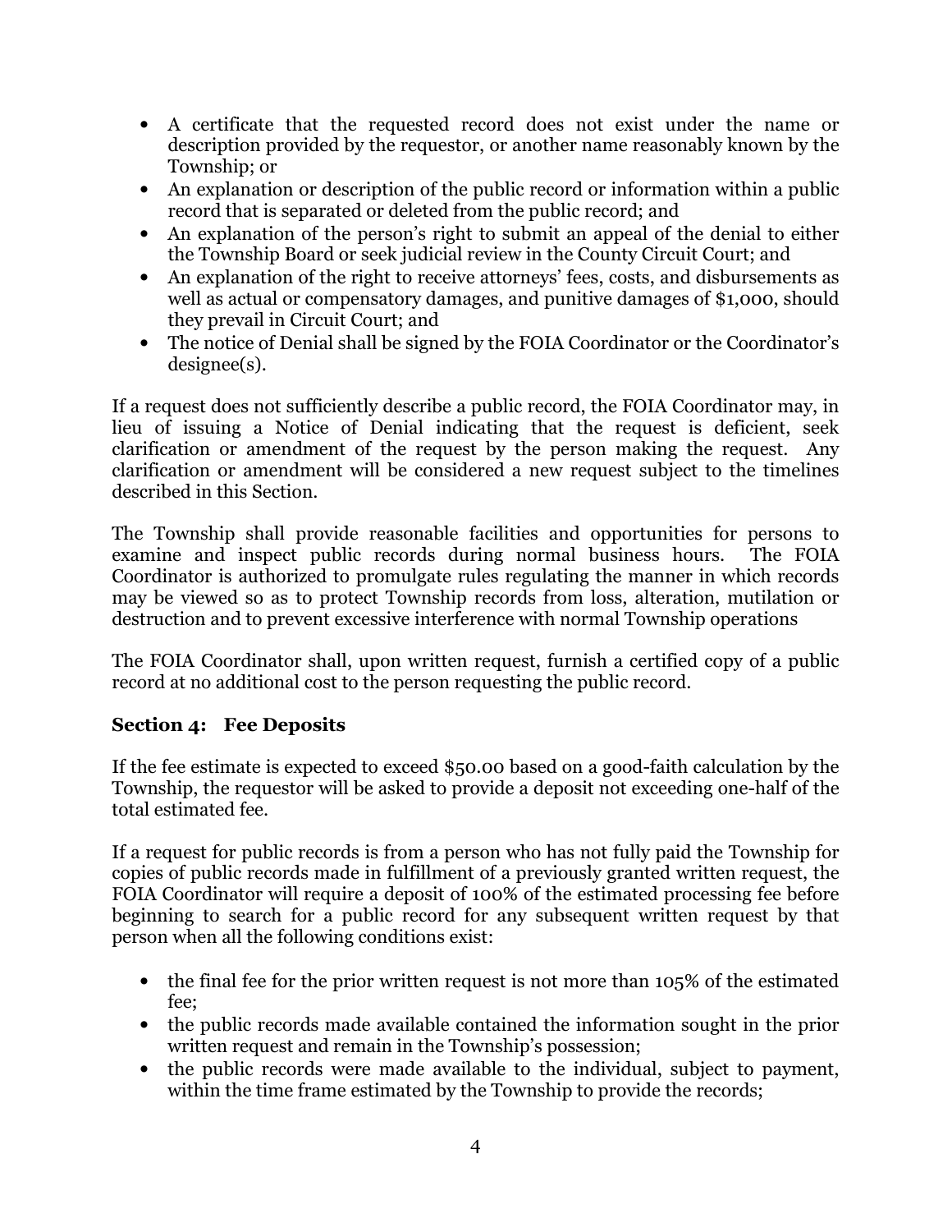- A certificate that the requested record does not exist under the name or description provided by the requestor, or another name reasonably known by the Township; or
- An explanation or description of the public record or information within a public record that is separated or deleted from the public record; and
- An explanation of the person's right to submit an appeal of the denial to either the Township Board or seek judicial review in the County Circuit Court; and
- An explanation of the right to receive attorneys' fees, costs, and disbursements as well as actual or compensatory damages, and punitive damages of $1,000, should they prevail in Circuit Court; and
- The notice of Denial shall be signed by the FOIA Coordinator or the Coordinator's designee(s).

If a request does not sufficiently describe a public record, the FOIA Coordinator may, in lieu of issuing a Notice of Denial indicating that the request is deficient, seek clarification or amendment of the request by the person making the request. Any clarification or amendment will be considered a new request subject to the timelines described in this Section.

The Township shall provide reasonable facilities and opportunities for persons to examine and inspect public records during normal business hours. The FOIA Coordinator is authorized to promulgate rules regulating the manner in which records may be viewed so as to protect Township records from loss, alteration, mutilation or destruction and to prevent excessive interference with normal Township operations

The FOIA Coordinator shall, upon written request, furnish a certified copy of a public record at no additional cost to the person requesting the public record.

## Section 4: Fee Deposits

If the fee estimate is expected to exceed $50.00 based on a good-faith calculation by the Township, the requestor will be asked to provide a deposit not exceeding one-half of the total estimated fee.

If a request for public records is from a person who has not fully paid the Township for copies of public records made in fulfillment of a previously granted written request, the FOIA Coordinator will require a deposit of 100% of the estimated processing fee before beginning to search for a public record for any subsequent written request by that person when all the following conditions exist:

- the final fee for the prior written request is not more than 105% of the estimated fee;
- the public records made available contained the information sought in the prior written request and remain in the Township's possession;
- the public records were made available to the individual, subject to payment, within the time frame estimated by the Township to provide the records;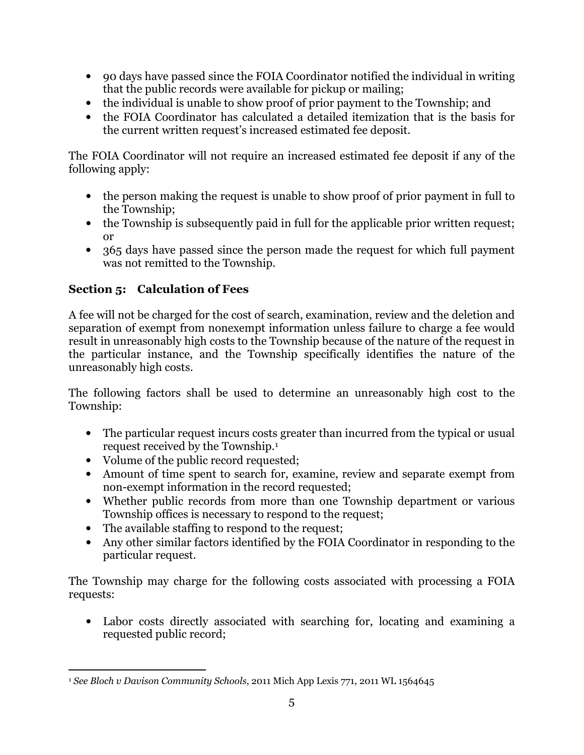- 90 days have passed since the FOIA Coordinator notified the individual in writing that the public records were available for pickup or mailing;
- the individual is unable to show proof of prior payment to the Township; and
- the FOIA Coordinator has calculated a detailed itemization that is the basis for the current written request's increased estimated fee deposit.

The FOIA Coordinator will not require an increased estimated fee deposit if any of the following apply:

- the person making the request is unable to show proof of prior payment in full to the Township;
- the Township is subsequently paid in full for the applicable prior written request; or
- 365 days have passed since the person made the request for which full payment was not remitted to the Township.

## Section 5: Calculation of Fees

A fee will not be charged for the cost of search, examination, review and the deletion and separation of exempt from nonexempt information unless failure to charge a fee would result in unreasonably high costs to the Township because of the nature of the request in the particular instance, and the Township specifically identifies the nature of the unreasonably high costs.

The following factors shall be used to determine an unreasonably high cost to the Township:

- The particular request incurs costs greater than incurred from the typical or usual request received by the Township.[1]
- Volume of the public record requested;
- Amount of time spent to search for, examine, review and separate exempt from non-exempt information in the record requested;
- Whether public records from more than one Township department or various Township offices is necessary to respond to the request;
- The available staffing to respond to the request;
- Any other similar factors identified by the FOIA Coordinator in responding to the particular request.

The Township may charge for the following costs associated with processing a FOIA requests:

- Labor costs directly associated with searching for, locating and examining a requested public record;

---

[1] *See Bloch v Davison Community Schools*, 2011 Mich App Lexis 771, 2011 WL 1564645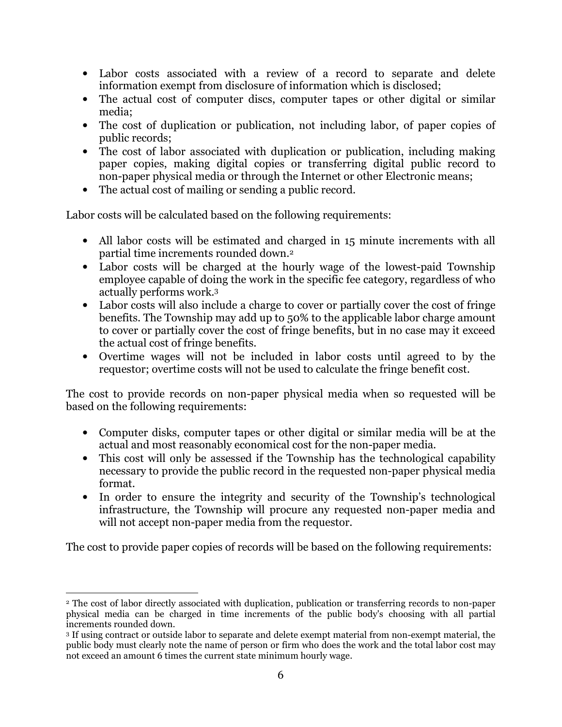- Labor costs associated with a review of a record to separate and delete information exempt from disclosure of information which is disclosed;
- The actual cost of computer discs, computer tapes or other digital or similar media;
- The cost of duplication or publication, not including labor, of paper copies of public records;
- The cost of labor associated with duplication or publication, including making paper copies, making digital copies or transferring digital public record to non-paper physical media or through the Internet or other Electronic means;
- The actual cost of mailing or sending a public record.

Labor costs will be calculated based on the following requirements:

- All labor costs will be estimated and charged in 15 minute increments with all partial time increments rounded down.[2]
- Labor costs will be charged at the hourly wage of the lowest-paid Township employee capable of doing the work in the specific fee category, regardless of who actually performs work.[3]
- Labor costs will also include a charge to cover or partially cover the cost of fringe benefits. The Township may add up to 50% to the applicable labor charge amount to cover or partially cover the cost of fringe benefits, but in no case may it exceed the actual cost of fringe benefits.
- Overtime wages will not be included in labor costs until agreed to by the requestor; overtime costs will not be used to calculate the fringe benefit cost.

The cost to provide records on non-paper physical media when so requested will be based on the following requirements:

- Computer disks, computer tapes or other digital or similar media will be at the actual and most reasonably economical cost for the non-paper media.
- This cost will only be assessed if the Township has the technological capability necessary to provide the public record in the requested non-paper physical media format.
- In order to ensure the integrity and security of the Township's technological infrastructure, the Township will procure any requested non-paper media and will not accept non-paper media from the requestor.

The cost to provide paper copies of records will be based on the following requirements:

---

[2] The cost of labor directly associated with duplication, publication or transferring records to non-paper physical media can be charged in time increments of the public body's choosing with all partial increments rounded down.

[3] If using contract or outside labor to separate and delete exempt material from non-exempt material, the public body must clearly note the name of person or firm who does the work and the total labor cost may not exceed an amount 6 times the current state minimum hourly wage.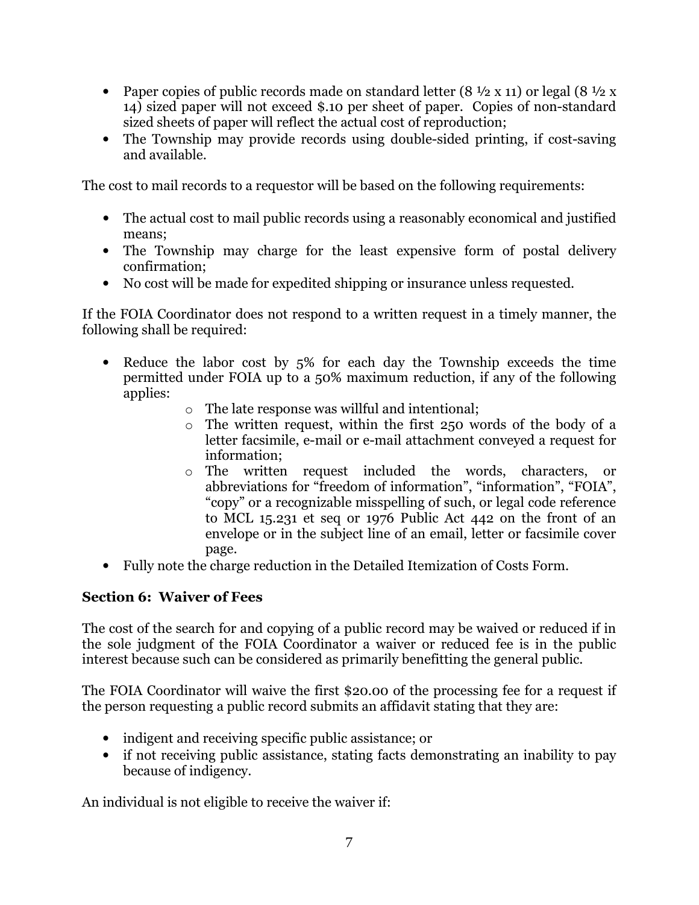- Paper copies of public records made on standard letter (8 ½ x 11) or legal (8 ½ x 14) sized paper will not exceed $.10 per sheet of paper. Copies of non-standard sized sheets of paper will reflect the actual cost of reproduction;
- The Township may provide records using double-sided printing, if cost-saving and available.

The cost to mail records to a requestor will be based on the following requirements:

- The actual cost to mail public records using a reasonably economical and justified means;
- The Township may charge for the least expensive form of postal delivery confirmation;
- No cost will be made for expedited shipping or insurance unless requested.

If the FOIA Coordinator does not respond to a written request in a timely manner, the following shall be required:

- Reduce the labor cost by 5% for each day the Township exceeds the time permitted under FOIA up to a 50% maximum reduction, if any of the following applies:
    - The late response was willful and intentional;
    - The written request, within the first 250 words of the body of a letter facsimile, e-mail or e-mail attachment conveyed a request for information;
    - The written request included the words, characters, or abbreviations for "freedom of information", "information", "FOIA", "copy" or a recognizable misspelling of such, or legal code reference to MCL 15.231 et seq or 1976 Public Act 442 on the front of an envelope or in the subject line of an email, letter or facsimile cover page.
- Fully note the charge reduction in the Detailed Itemization of Costs Form.

### Section 6: Waiver of Fees

The cost of the search for and copying of a public record may be waived or reduced if in the sole judgment of the FOIA Coordinator a waiver or reduced fee is in the public interest because such can be considered as primarily benefitting the general public.

The FOIA Coordinator will waive the first $20.00 of the processing fee for a request if the person requesting a public record submits an affidavit stating that they are:

- indigent and receiving specific public assistance; or
- if not receiving public assistance, stating facts demonstrating an inability to pay because of indigency.

An individual is not eligible to receive the waiver if: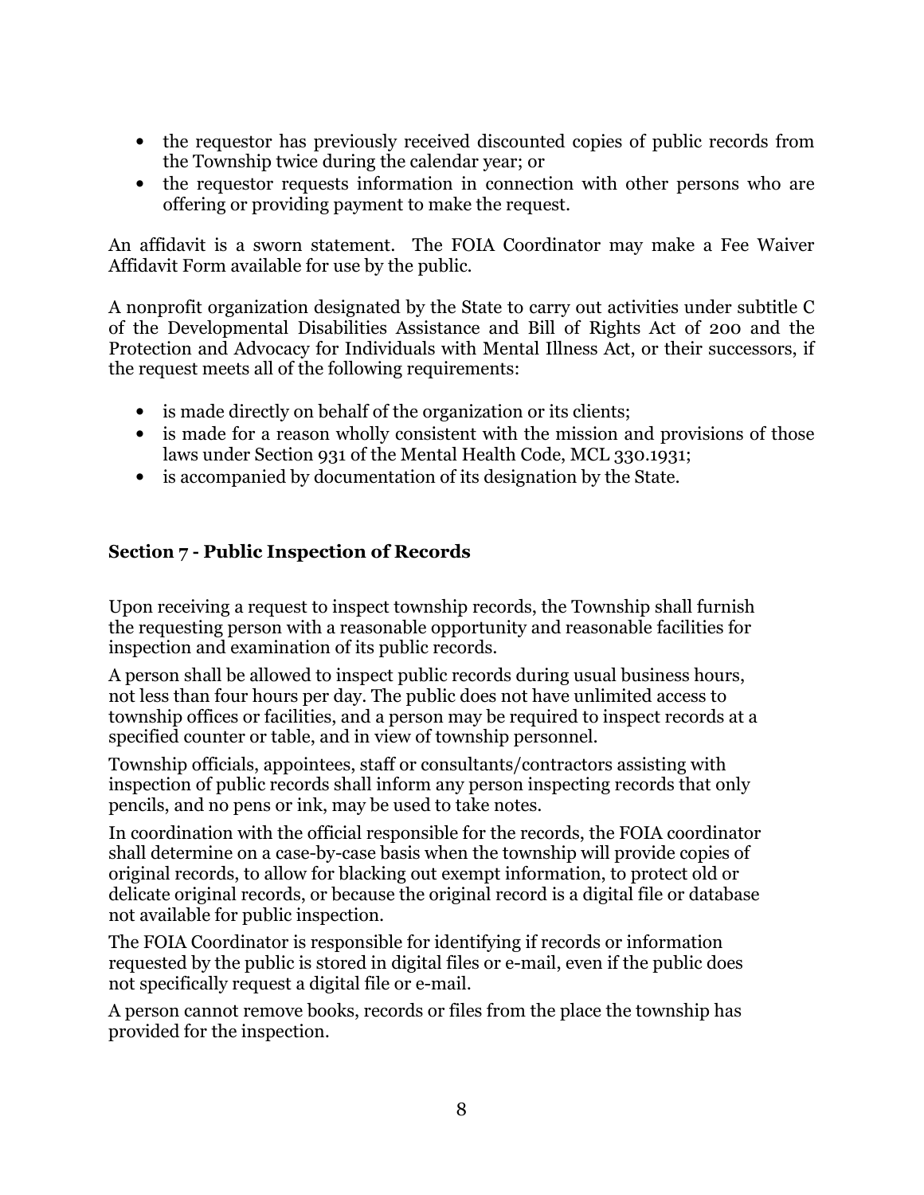- the requestor has previously received discounted copies of public records from the Township twice during the calendar year; or
- the requestor requests information in connection with other persons who are offering or providing payment to make the request.

An affidavit is a sworn statement. The FOIA Coordinator may make a Fee Waiver Affidavit Form available for use by the public.

A nonprofit organization designated by the State to carry out activities under subtitle C of the Developmental Disabilities Assistance and Bill of Rights Act of 200 and the Protection and Advocacy for Individuals with Mental Illness Act, or their successors, if the request meets all of the following requirements:

- is made directly on behalf of the organization or its clients;
- is made for a reason wholly consistent with the mission and provisions of those laws under Section 931 of the Mental Health Code, MCL 330.1931;
- is accompanied by documentation of its designation by the State.

## Section 7 - Public Inspection of Records

Upon receiving a request to inspect township records, the Township shall furnish the requesting person with a reasonable opportunity and reasonable facilities for inspection and examination of its public records.

A person shall be allowed to inspect public records during usual business hours, not less than four hours per day. The public does not have unlimited access to township offices or facilities, and a person may be required to inspect records at a specified counter or table, and in view of township personnel.

Township officials, appointees, staff or consultants/contractors assisting with inspection of public records shall inform any person inspecting records that only pencils, and no pens or ink, may be used to take notes.

In coordination with the official responsible for the records, the FOIA coordinator shall determine on a case-by-case basis when the township will provide copies of original records, to allow for blacking out exempt information, to protect old or delicate original records, or because the original record is a digital file or database not available for public inspection.

The FOIA Coordinator is responsible for identifying if records or information requested by the public is stored in digital files or e-mail, even if the public does not specifically request a digital file or e-mail.

A person cannot remove books, records or files from the place the township has provided for the inspection.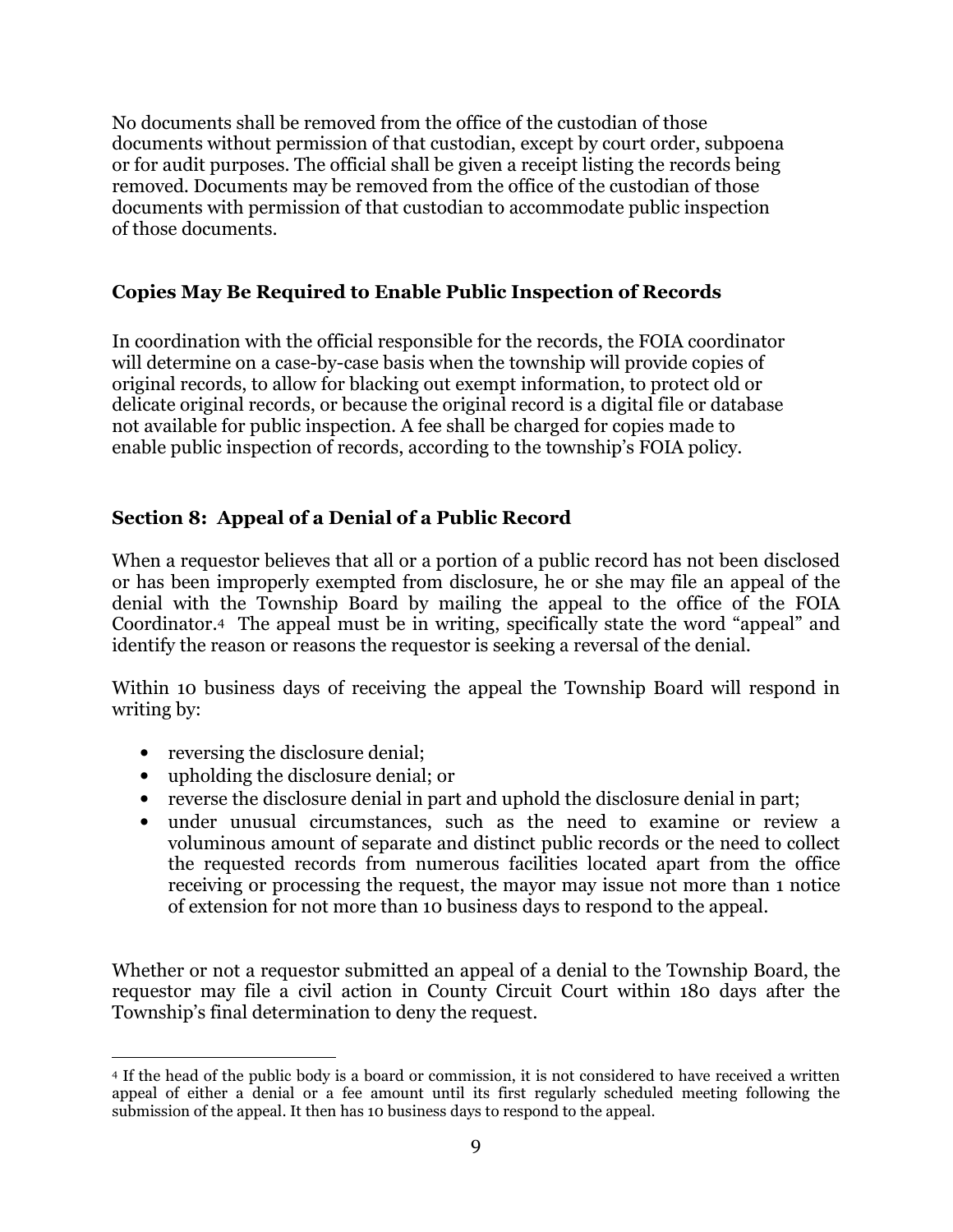No documents shall be removed from the office of the custodian of those documents without permission of that custodian, except by court order, subpoena or for audit purposes. The official shall be given a receipt listing the records being removed. Documents may be removed from the office of the custodian of those documents with permission of that custodian to accommodate public inspection of those documents.

### Copies May Be Required to Enable Public Inspection of Records

In coordination with the official responsible for the records, the FOIA coordinator will determine on a case-by-case basis when the township will provide copies of original records, to allow for blacking out exempt information, to protect old or delicate original records, or because the original record is a digital file or database not available for public inspection. A fee shall be charged for copies made to enable public inspection of records, according to the township's FOIA policy.

## Section 8: Appeal of a Denial of a Public Record

When a requestor believes that all or a portion of a public record has not been disclosed or has been improperly exempted from disclosure, he or she may file an appeal of the denial with the Township Board by mailing the appeal to the office of the FOIA Coordinator.[4] The appeal must be in writing, specifically state the word "appeal" and identify the reason or reasons the requestor is seeking a reversal of the denial.

Within 10 business days of receiving the appeal the Township Board will respond in writing by:

- reversing the disclosure denial;
- upholding the disclosure denial; or
- reverse the disclosure denial in part and uphold the disclosure denial in part;
- under unusual circumstances, such as the need to examine or review a voluminous amount of separate and distinct public records or the need to collect the requested records from numerous facilities located apart from the office receiving or processing the request, the mayor may issue not more than 1 notice of extension for not more than 10 business days to respond to the appeal.

Whether or not a requestor submitted an appeal of a denial to the Township Board, the requestor may file a civil action in County Circuit Court within 180 days after the Township's final determination to deny the request.

[4] If the head of the public body is a board or commission, it is not considered to have received a written appeal of either a denial or a fee amount until its first regularly scheduled meeting following the submission of the appeal. It then has 10 business days to respond to the appeal.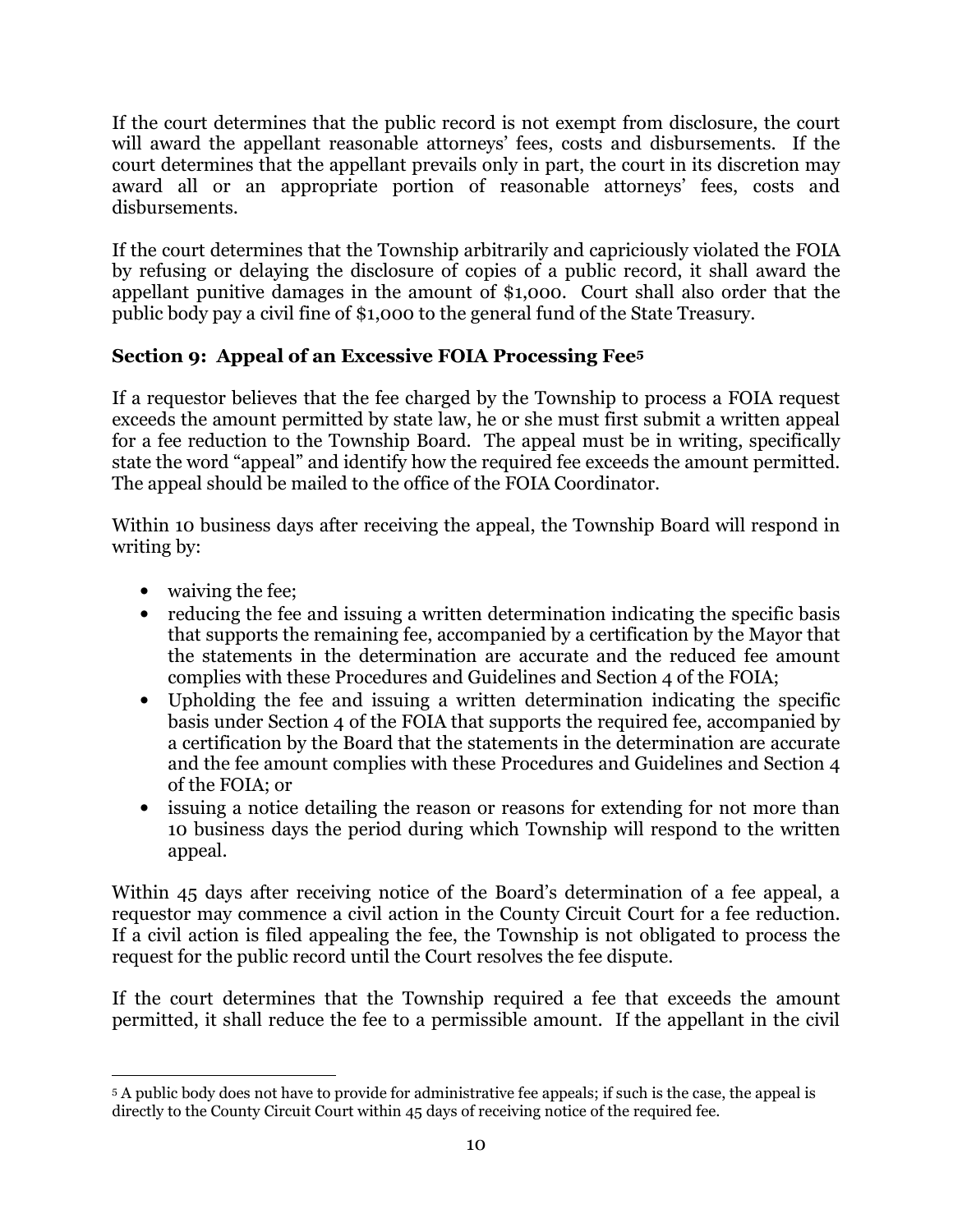If the court determines that the public record is not exempt from disclosure, the court will award the appellant reasonable attorneys' fees, costs and disbursements. If the court determines that the appellant prevails only in part, the court in its discretion may award all or an appropriate portion of reasonable attorneys' fees, costs and disbursements.

If the court determines that the Township arbitrarily and capriciously violated the FOIA by refusing or delaying the disclosure of copies of a public record, it shall award the appellant punitive damages in the amount of $1,000. Court shall also order that the public body pay a civil fine of $1,000 to the general fund of the State Treasury.

### Section 9: Appeal of an Excessive FOIA Processing Fee[5]

If a requestor believes that the fee charged by the Township to process a FOIA request exceeds the amount permitted by state law, he or she must first submit a written appeal for a fee reduction to the Township Board. The appeal must be in writing, specifically state the word "appeal" and identify how the required fee exceeds the amount permitted. The appeal should be mailed to the office of the FOIA Coordinator.

Within 10 business days after receiving the appeal, the Township Board will respond in writing by:

- waiving the fee;
- reducing the fee and issuing a written determination indicating the specific basis that supports the remaining fee, accompanied by a certification by the Mayor that the statements in the determination are accurate and the reduced fee amount complies with these Procedures and Guidelines and Section 4 of the FOIA;
- Upholding the fee and issuing a written determination indicating the specific basis under Section 4 of the FOIA that supports the required fee, accompanied by a certification by the Board that the statements in the determination are accurate and the fee amount complies with these Procedures and Guidelines and Section 4 of the FOIA; or
- issuing a notice detailing the reason or reasons for extending for not more than 10 business days the period during which Township will respond to the written appeal.

Within 45 days after receiving notice of the Board's determination of a fee appeal, a requestor may commence a civil action in the County Circuit Court for a fee reduction. If a civil action is filed appealing the fee, the Township is not obligated to process the request for the public record until the Court resolves the fee dispute.

If the court determines that the Township required a fee that exceeds the amount permitted, it shall reduce the fee to a permissible amount. If the appellant in the civil

[5] A public body does not have to provide for administrative fee appeals; if such is the case, the appeal is directly to the County Circuit Court within 45 days of receiving notice of the required fee.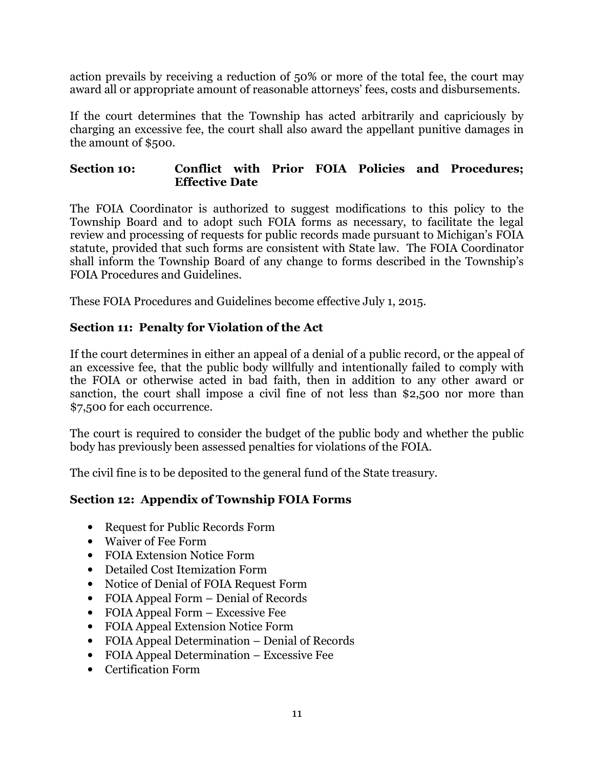action prevails by receiving a reduction of 50% or more of the total fee, the court may award all or appropriate amount of reasonable attorneys' fees, costs and disbursements.

If the court determines that the Township has acted arbitrarily and capriciously by charging an excessive fee, the court shall also award the appellant punitive damages in the amount of $500.

### Section 10: Conflict with Prior FOIA Policies and Procedures; Effective Date

The FOIA Coordinator is authorized to suggest modifications to this policy to the Township Board and to adopt such FOIA forms as necessary, to facilitate the legal review and processing of requests for public records made pursuant to Michigan's FOIA statute, provided that such forms are consistent with State law. The FOIA Coordinator shall inform the Township Board of any change to forms described in the Township's FOIA Procedures and Guidelines.

These FOIA Procedures and Guidelines become effective July 1, 2015.

### Section 11: Penalty for Violation of the Act

If the court determines in either an appeal of a denial of a public record, or the appeal of an excessive fee, that the public body willfully and intentionally failed to comply with the FOIA or otherwise acted in bad faith, then in addition to any other award or sanction, the court shall impose a civil fine of not less than $2,500 nor more than $7,500 for each occurrence.

The court is required to consider the budget of the public body and whether the public body has previously been assessed penalties for violations of the FOIA.

The civil fine is to be deposited to the general fund of the State treasury.

### Section 12: Appendix of Township FOIA Forms

- Request for Public Records Form
- Waiver of Fee Form
- FOIA Extension Notice Form
- Detailed Cost Itemization Form
- Notice of Denial of FOIA Request Form
- FOIA Appeal Form – Denial of Records
- FOIA Appeal Form – Excessive Fee
- FOIA Appeal Extension Notice Form
- FOIA Appeal Determination – Denial of Records
- FOIA Appeal Determination – Excessive Fee
- Certification Form